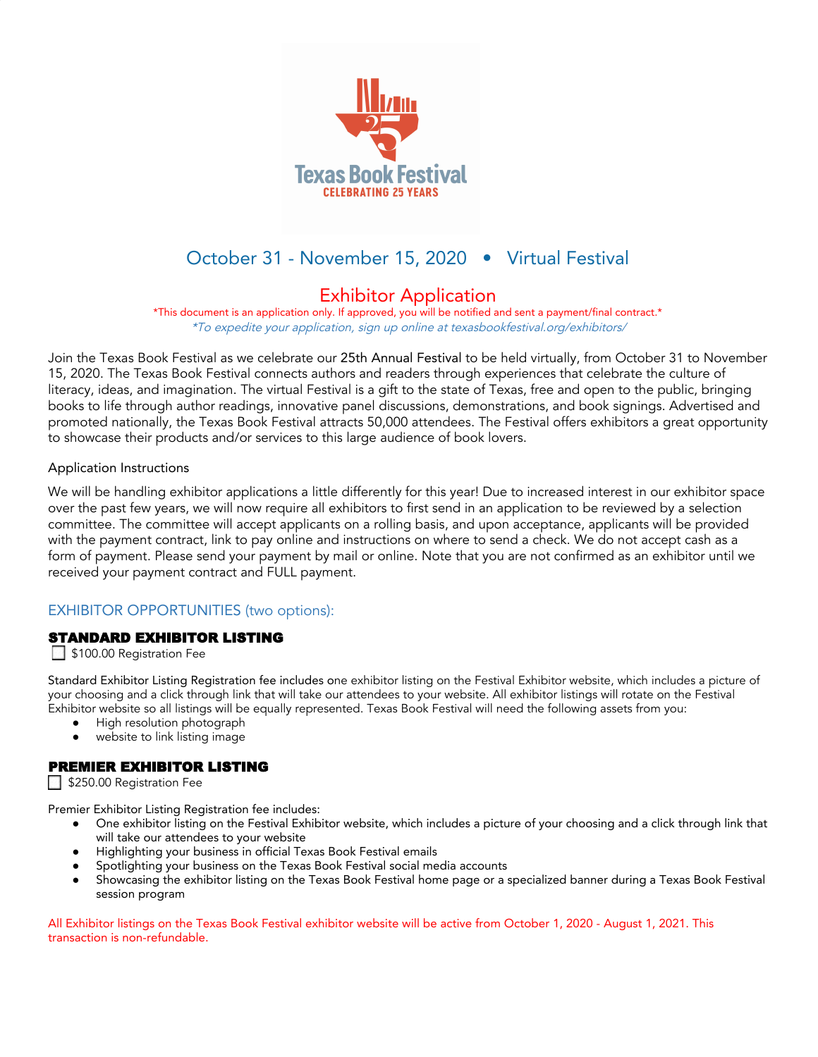Texas Book Festival
CELEBRATING 25 YEARS

October 31 - November 15, 2020 • Virtual Festival

# Exhibitor Application

*This document is an application only. If approved, you will be notified and sent a payment/final contract.*

*\*To expedite your application, sign up online at texasbookfestival.org/exhibitors/*

Join the Texas Book Festival as we celebrate our 25th Annual Festival to be held virtually, from October 31 to November 15, 2020. The Texas Book Festival connects authors and readers through experiences that celebrate the culture of literacy, ideas, and imagination. The virtual Festival is a gift to the state of Texas, free and open to the public, bringing books to life through author readings, innovative panel discussions, demonstrations, and book signings. Advertised and promoted nationally, the Texas Book Festival attracts 50,000 attendees. The Festival offers exhibitors a great opportunity to showcase their products and/or services to this large audience of book lovers.

Application Instructions

We will be handling exhibitor applications a little differently for this year! Due to increased interest in our exhibitor space over the past few years, we will now require all exhibitors to first send in an application to be reviewed by a selection committee. The committee will accept applicants on a rolling basis, and upon acceptance, applicants will be provided with the payment contract, link to pay online and instructions on where to send a check. We do not accept cash as a form of payment. Please send your payment by mail or online. Note that you are not confirmed as an exhibitor until we received your payment contract and FULL payment.

## EXHIBITOR OPPORTUNITIES (two options):

### STANDARD EXHIBITOR LISTING

☐ $100.00 Registration Fee

Standard Exhibitor Listing Registration fee includes one exhibitor listing on the Festival Exhibitor website, which includes a picture of your choosing and a click through link that will take our attendees to your website. All exhibitor listings will rotate on the Festival Exhibitor website so all listings will be equally represented. Texas Book Festival will need the following assets from you:

- High resolution photograph
- website to link listing image

### PREMIER EXHIBITOR LISTING

☐ $250.00 Registration Fee

Premier Exhibitor Listing Registration fee includes:

- One exhibitor listing on the Festival Exhibitor website, which includes a picture of your choosing and a click through link that will take our attendees to your website
- Highlighting your business in official Texas Book Festival emails
- Spotlighting your business on the Texas Book Festival social media accounts
- Showcasing the exhibitor listing on the Texas Book Festival home page or a specialized banner during a Texas Book Festival session program

All Exhibitor listings on the Texas Book Festival exhibitor website will be active from October 1, 2020 - August 1, 2021. This transaction is non-refundable.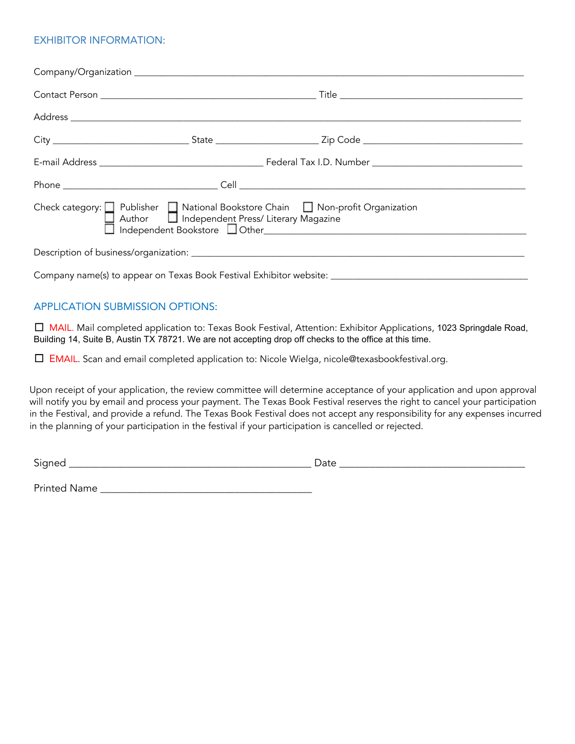## EXHIBITOR INFORMATION:

Company/Organization \_\_\_\_\_\_\_\_\_\_\_\_\_\_\_\_\_\_\_\_\_\_\_\_\_\_\_\_\_\_\_\_\_\_\_\_\_\_\_\_\_\_\_\_\_\_\_\_\_\_\_\_\_\_\_\_\_\_\_\_\_\_\_\_

Contact Person \_\_\_\_\_\_\_\_\_\_\_\_\_\_\_\_\_\_\_\_\_\_\_\_\_\_\_\_\_\_\_\_\_\_\_\_\_\_\_ Title \_\_\_\_\_\_\_\_\_\_\_\_\_\_\_\_\_\_\_\_\_\_\_\_\_\_\_\_\_\_\_\_

Address \_\_\_\_\_\_\_\_\_\_\_\_\_\_\_\_\_\_\_\_\_\_\_\_\_\_\_\_\_\_\_\_\_\_\_\_\_\_\_\_\_\_\_\_\_\_\_\_\_\_\_\_\_\_\_\_\_\_\_\_\_\_\_\_\_\_\_\_\_\_\_\_\_\_\_\_

City \_\_\_\_\_\_\_\_\_\_\_\_\_\_\_\_\_\_\_\_\_\_\_\_\_ State \_\_\_\_\_\_\_\_\_\_\_\_\_\_\_\_\_\_\_ Zip Code \_\_\_\_\_\_\_\_\_\_\_\_\_\_\_\_\_\_\_\_\_\_\_\_\_\_\_\_\_

E-mail Address \_\_\_\_\_\_\_\_\_\_\_\_\_\_\_\_\_\_\_\_\_\_\_\_\_\_\_\_\_\_ Federal Tax I.D. Number \_\_\_\_\_\_\_\_\_\_\_\_\_\_\_\_\_\_\_\_\_\_\_\_\_\_\_

Phone \_\_\_\_\_\_\_\_\_\_\_\_\_\_\_\_\_\_\_\_\_\_\_\_\_\_\_\_\_ Cell \_\_\_\_\_\_\_\_\_\_\_\_\_\_\_\_\_\_\_\_\_\_\_\_\_\_\_\_\_\_\_\_\_\_\_\_\_\_\_\_\_\_\_\_\_\_\_\_\_\_\_

Check category:
- ☐ Publisher
- ☐ Author
- ☐ Independent Bookstore
- ☐ National Bookstore Chain
- ☐ Independent Press/ Literary Magazine
- ☐ Other\_\_\_\_\_\_\_\_\_\_\_\_\_\_\_\_\_\_\_\_\_\_\_\_\_\_\_\_\_\_\_\_\_\_\_\_\_\_\_\_\_\_\_\_\_\_\_\_
- ☐ Non-profit Organization

Description of business/organization: \_\_\_\_\_\_\_\_\_\_\_\_\_\_\_\_\_\_\_\_\_\_\_\_\_\_\_\_\_\_\_\_\_\_\_\_\_\_\_\_\_\_\_\_\_\_\_\_\_\_\_\_\_\_\_\_\_\_\_

Company name(s) to appear on Texas Book Festival Exhibitor website: \_\_\_\_\_\_\_\_\_\_\_\_\_\_\_\_\_\_\_\_\_\_\_\_\_\_\_\_\_\_\_\_\_\_\_\_\_

## APPLICATION SUBMISSION OPTIONS:

☐ MAIL. Mail completed application to: Texas Book Festival, Attention: Exhibitor Applications, 1023 Springdale Road, Building 14, Suite B, Austin TX 78721. We are not accepting drop off checks to the office at this time.

☐ EMAIL. Scan and email completed application to: Nicole Wielga, nicole@texasbookfestival.org.

Upon receipt of your application, the review committee will determine acceptance of your application and upon approval will notify you by email and process your payment. The Texas Book Festival reserves the right to cancel your participation in the Festival, and provide a refund. The Texas Book Festival does not accept any responsibility for any expenses incurred in the planning of your participation in the festival if your participation is cancelled or rejected.

Signed \_\_\_\_\_\_\_\_\_\_\_\_\_\_\_\_\_\_\_\_\_\_\_\_\_\_\_\_\_\_\_\_\_\_\_\_\_\_\_\_\_\_\_\_\_ Date \_\_\_\_\_\_\_\_\_\_\_\_\_\_\_\_\_\_\_\_\_\_\_\_\_\_\_\_\_\_\_\_\_\_

Printed Name \_\_\_\_\_\_\_\_\_\_\_\_\_\_\_\_\_\_\_\_\_\_\_\_\_\_\_\_\_\_\_\_\_\_\_\_\_\_\_